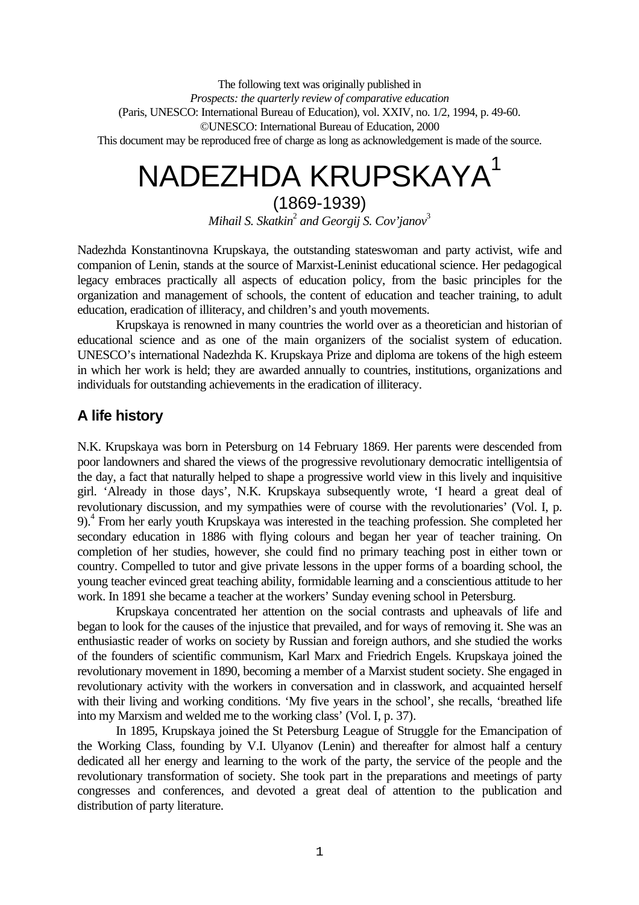The following text was originally published in
*Prospects: the quarterly review of comparative education*
(Paris, UNESCO: International Bureau of Education), vol. XXIV, no. 1/2, 1994, p. 49-60.
©UNESCO: International Bureau of Education, 2000
This document may be reproduced free of charge as long as acknowledgement is made of the source.

# NADEZHDA KRUPSKAYA[1]

(1869-1939)

*Mihail S. Skatkin[2] and Georgij S. Cov'janov[3]*

Nadezhda Konstantinovna Krupskaya, the outstanding stateswoman and party activist, wife and companion of Lenin, stands at the source of Marxist-Leninist educational science. Her pedagogical legacy embraces practically all aspects of education policy, from the basic principles for the organization and management of schools, the content of education and teacher training, to adult education, eradication of illiteracy, and children's and youth movements.

Krupskaya is renowned in many countries the world over as a theoretician and historian of educational science and as one of the main organizers of the socialist system of education. UNESCO's international Nadezhda K. Krupskaya Prize and diploma are tokens of the high esteem in which her work is held; they are awarded annually to countries, institutions, organizations and individuals for outstanding achievements in the eradication of illiteracy.

## A life history

N.K. Krupskaya was born in Petersburg on 14 February 1869. Her parents were descended from poor landowners and shared the views of the progressive revolutionary democratic intelligentsia of the day, a fact that naturally helped to shape a progressive world view in this lively and inquisitive girl. 'Already in those days', N.K. Krupskaya subsequently wrote, 'I heard a great deal of revolutionary discussion, and my sympathies were of course with the revolutionaries' (Vol. I, p. 9).[4] From her early youth Krupskaya was interested in the teaching profession. She completed her secondary education in 1886 with flying colours and began her year of teacher training. On completion of her studies, however, she could find no primary teaching post in either town or country. Compelled to tutor and give private lessons in the upper forms of a boarding school, the young teacher evinced great teaching ability, formidable learning and a conscientious attitude to her work. In 1891 she became a teacher at the workers' Sunday evening school in Petersburg.

Krupskaya concentrated her attention on the social contrasts and upheavals of life and began to look for the causes of the injustice that prevailed, and for ways of removing it. She was an enthusiastic reader of works on society by Russian and foreign authors, and she studied the works of the founders of scientific communism, Karl Marx and Friedrich Engels. Krupskaya joined the revolutionary movement in 1890, becoming a member of a Marxist student society. She engaged in revolutionary activity with the workers in conversation and in classwork, and acquainted herself with their living and working conditions. 'My five years in the school', she recalls, 'breathed life into my Marxism and welded me to the working class' (Vol. I, p. 37).

In 1895, Krupskaya joined the St Petersburg League of Struggle for the Emancipation of the Working Class, founding by V.I. Ulyanov (Lenin) and thereafter for almost half a century dedicated all her energy and learning to the work of the party, the service of the people and the revolutionary transformation of society. She took part in the preparations and meetings of party congresses and conferences, and devoted a great deal of attention to the publication and distribution of party literature.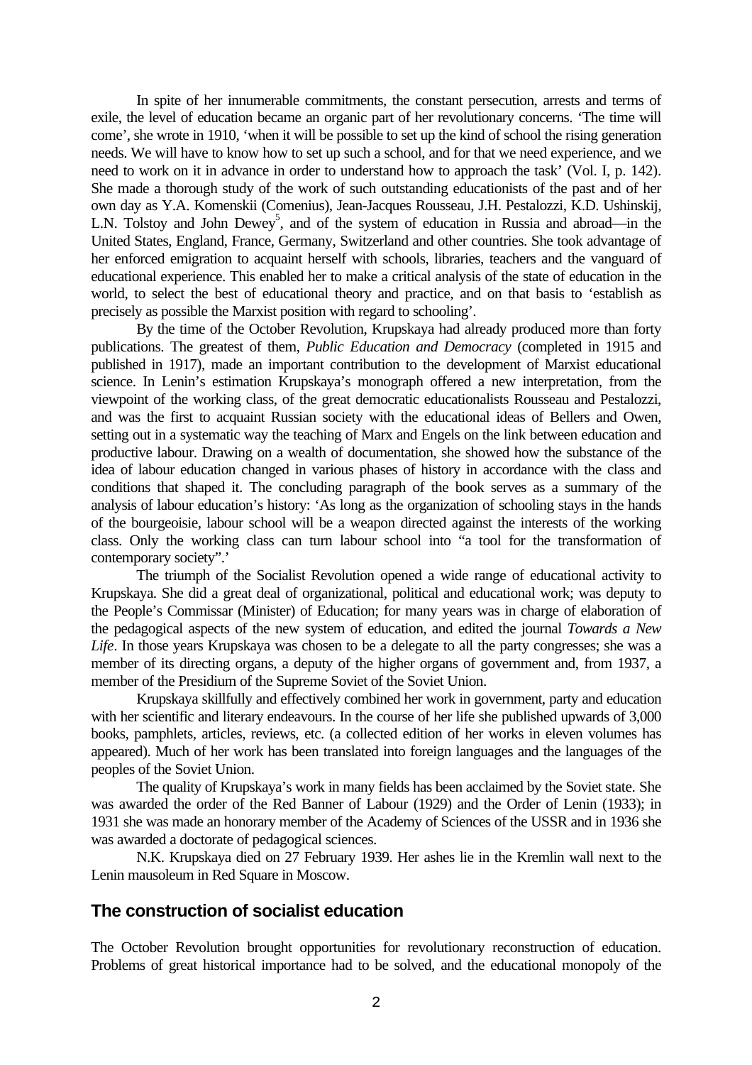In spite of her innumerable commitments, the constant persecution, arrests and terms of exile, the level of education became an organic part of her revolutionary concerns. 'The time will come', she wrote in 1910, 'when it will be possible to set up the kind of school the rising generation needs. We will have to know how to set up such a school, and for that we need experience, and we need to work on it in advance in order to understand how to approach the task' (Vol. I, p. 142). She made a thorough study of the work of such outstanding educationists of the past and of her own day as Y.A. Komenskii (Comenius), Jean-Jacques Rousseau, J.H. Pestalozzi, K.D. Ushinskij, L.N. Tolstoy and John Dewey[5], and of the system of education in Russia and abroad—in the United States, England, France, Germany, Switzerland and other countries. She took advantage of her enforced emigration to acquaint herself with schools, libraries, teachers and the vanguard of educational experience. This enabled her to make a critical analysis of the state of education in the world, to select the best of educational theory and practice, and on that basis to 'establish as precisely as possible the Marxist position with regard to schooling'.

By the time of the October Revolution, Krupskaya had already produced more than forty publications. The greatest of them, *Public Education and Democracy* (completed in 1915 and published in 1917), made an important contribution to the development of Marxist educational science. In Lenin's estimation Krupskaya's monograph offered a new interpretation, from the viewpoint of the working class, of the great democratic educationalists Rousseau and Pestalozzi, and was the first to acquaint Russian society with the educational ideas of Bellers and Owen, setting out in a systematic way the teaching of Marx and Engels on the link between education and productive labour. Drawing on a wealth of documentation, she showed how the substance of the idea of labour education changed in various phases of history in accordance with the class and conditions that shaped it. The concluding paragraph of the book serves as a summary of the analysis of labour education's history: 'As long as the organization of schooling stays in the hands of the bourgeoisie, labour school will be a weapon directed against the interests of the working class. Only the working class can turn labour school into "a tool for the transformation of contemporary society".'

The triumph of the Socialist Revolution opened a wide range of educational activity to Krupskaya. She did a great deal of organizational, political and educational work; was deputy to the People's Commissar (Minister) of Education; for many years was in charge of elaboration of the pedagogical aspects of the new system of education, and edited the journal *Towards a New Life*. In those years Krupskaya was chosen to be a delegate to all the party congresses; she was a member of its directing organs, a deputy of the higher organs of government and, from 1937, a member of the Presidium of the Supreme Soviet of the Soviet Union.

Krupskaya skillfully and effectively combined her work in government, party and education with her scientific and literary endeavours. In the course of her life she published upwards of 3,000 books, pamphlets, articles, reviews, etc. (a collected edition of her works in eleven volumes has appeared). Much of her work has been translated into foreign languages and the languages of the peoples of the Soviet Union.

The quality of Krupskaya's work in many fields has been acclaimed by the Soviet state. She was awarded the order of the Red Banner of Labour (1929) and the Order of Lenin (1933); in 1931 she was made an honorary member of the Academy of Sciences of the USSR and in 1936 she was awarded a doctorate of pedagogical sciences.

N.K. Krupskaya died on 27 February 1939. Her ashes lie in the Kremlin wall next to the Lenin mausoleum in Red Square in Moscow.

## The construction of socialist education

The October Revolution brought opportunities for revolutionary reconstruction of education. Problems of great historical importance had to be solved, and the educational monopoly of the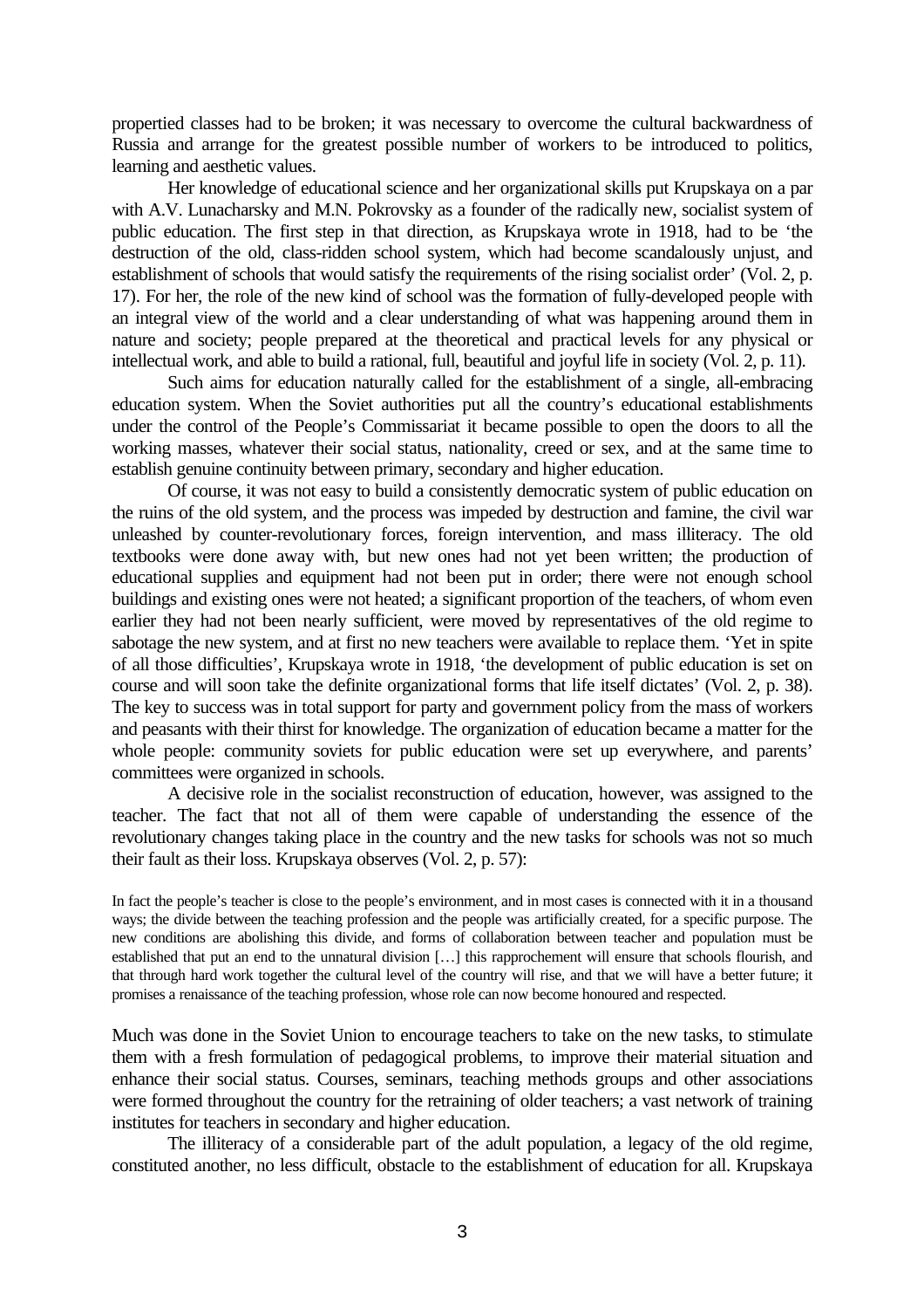propertied classes had to be broken; it was necessary to overcome the cultural backwardness of Russia and arrange for the greatest possible number of workers to be introduced to politics, learning and aesthetic values.

Her knowledge of educational science and her organizational skills put Krupskaya on a par with A.V. Lunacharsky and M.N. Pokrovsky as a founder of the radically new, socialist system of public education. The first step in that direction, as Krupskaya wrote in 1918, had to be 'the destruction of the old, class-ridden school system, which had become scandalously unjust, and establishment of schools that would satisfy the requirements of the rising socialist order' (Vol. 2, p. 17). For her, the role of the new kind of school was the formation of fully-developed people with an integral view of the world and a clear understanding of what was happening around them in nature and society; people prepared at the theoretical and practical levels for any physical or intellectual work, and able to build a rational, full, beautiful and joyful life in society (Vol. 2, p. 11).

Such aims for education naturally called for the establishment of a single, all-embracing education system. When the Soviet authorities put all the country's educational establishments under the control of the People's Commissariat it became possible to open the doors to all the working masses, whatever their social status, nationality, creed or sex, and at the same time to establish genuine continuity between primary, secondary and higher education.

Of course, it was not easy to build a consistently democratic system of public education on the ruins of the old system, and the process was impeded by destruction and famine, the civil war unleashed by counter-revolutionary forces, foreign intervention, and mass illiteracy. The old textbooks were done away with, but new ones had not yet been written; the production of educational supplies and equipment had not been put in order; there were not enough school buildings and existing ones were not heated; a significant proportion of the teachers, of whom even earlier they had not been nearly sufficient, were moved by representatives of the old regime to sabotage the new system, and at first no new teachers were available to replace them. 'Yet in spite of all those difficulties', Krupskaya wrote in 1918, 'the development of public education is set on course and will soon take the definite organizational forms that life itself dictates' (Vol. 2, p. 38). The key to success was in total support for party and government policy from the mass of workers and peasants with their thirst for knowledge. The organization of education became a matter for the whole people: community soviets for public education were set up everywhere, and parents' committees were organized in schools.

A decisive role in the socialist reconstruction of education, however, was assigned to the teacher. The fact that not all of them were capable of understanding the essence of the revolutionary changes taking place in the country and the new tasks for schools was not so much their fault as their loss. Krupskaya observes (Vol. 2, p. 57):

> In fact the people's teacher is close to the people's environment, and in most cases is connected with it in a thousand ways; the divide between the teaching profession and the people was artificially created, for a specific purpose. The new conditions are abolishing this divide, and forms of collaboration between teacher and population must be established that put an end to the unnatural division […] this rapprochement will ensure that schools flourish, and that through hard work together the cultural level of the country will rise, and that we will have a better future; it promises a renaissance of the teaching profession, whose role can now become honoured and respected.

Much was done in the Soviet Union to encourage teachers to take on the new tasks, to stimulate them with a fresh formulation of pedagogical problems, to improve their material situation and enhance their social status. Courses, seminars, teaching methods groups and other associations were formed throughout the country for the retraining of older teachers; a vast network of training institutes for teachers in secondary and higher education.

The illiteracy of a considerable part of the adult population, a legacy of the old regime, constituted another, no less difficult, obstacle to the establishment of education for all. Krupskaya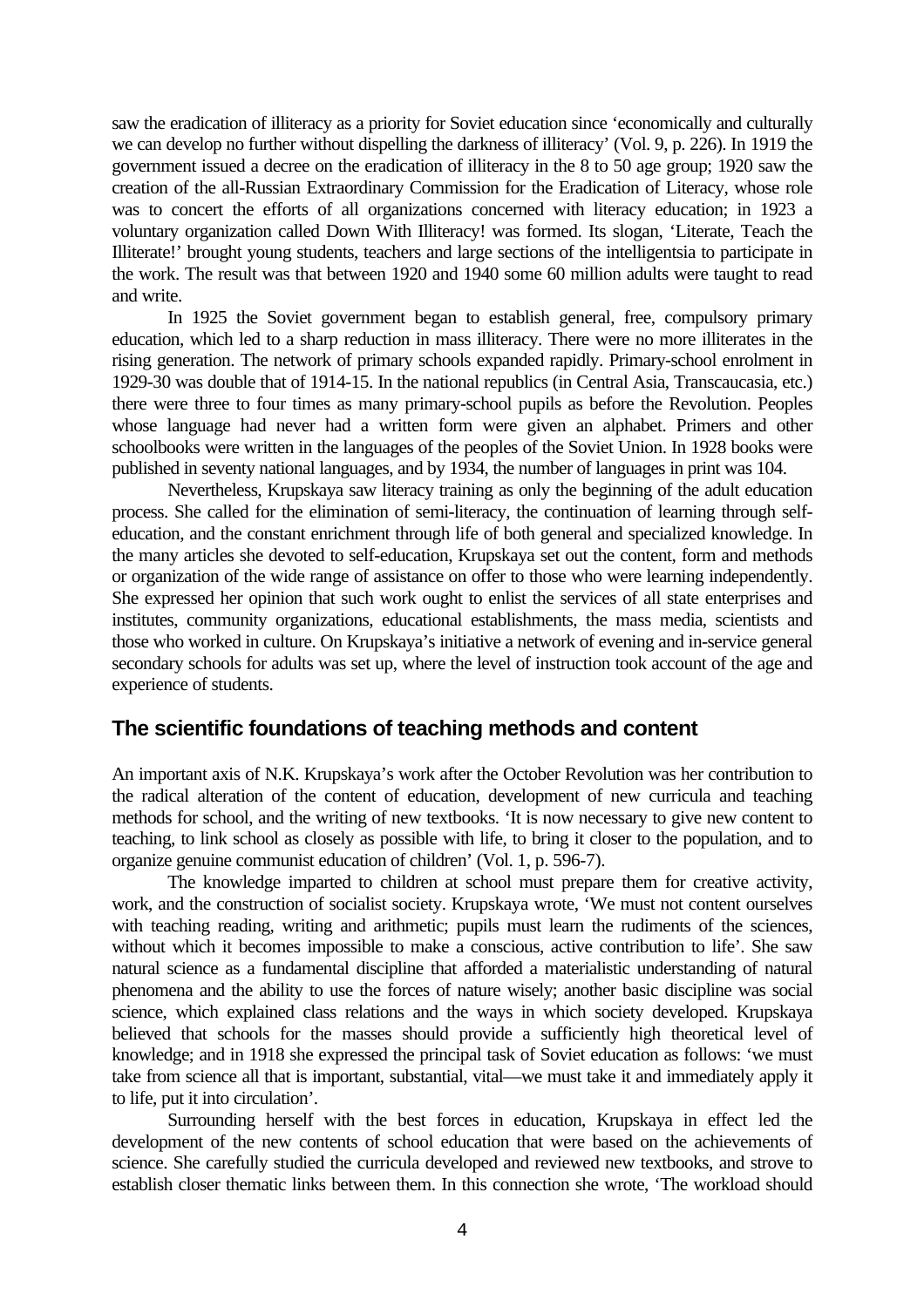saw the eradication of illiteracy as a priority for Soviet education since 'economically and culturally we can develop no further without dispelling the darkness of illiteracy' (Vol. 9, p. 226). In 1919 the government issued a decree on the eradication of illiteracy in the 8 to 50 age group; 1920 saw the creation of the all-Russian Extraordinary Commission for the Eradication of Literacy, whose role was to concert the efforts of all organizations concerned with literacy education; in 1923 a voluntary organization called Down With Illiteracy! was formed. Its slogan, 'Literate, Teach the Illiterate!' brought young students, teachers and large sections of the intelligentsia to participate in the work. The result was that between 1920 and 1940 some 60 million adults were taught to read and write.

In 1925 the Soviet government began to establish general, free, compulsory primary education, which led to a sharp reduction in mass illiteracy. There were no more illiterates in the rising generation. The network of primary schools expanded rapidly. Primary-school enrolment in 1929-30 was double that of 1914-15. In the national republics (in Central Asia, Transcaucasia, etc.) there were three to four times as many primary-school pupils as before the Revolution. Peoples whose language had never had a written form were given an alphabet. Primers and other schoolbooks were written in the languages of the peoples of the Soviet Union. In 1928 books were published in seventy national languages, and by 1934, the number of languages in print was 104.

Nevertheless, Krupskaya saw literacy training as only the beginning of the adult education process. She called for the elimination of semi-literacy, the continuation of learning through self-education, and the constant enrichment through life of both general and specialized knowledge. In the many articles she devoted to self-education, Krupskaya set out the content, form and methods or organization of the wide range of assistance on offer to those who were learning independently. She expressed her opinion that such work ought to enlist the services of all state enterprises and institutes, community organizations, educational establishments, the mass media, scientists and those who worked in culture. On Krupskaya's initiative a network of evening and in-service general secondary schools for adults was set up, where the level of instruction took account of the age and experience of students.

## The scientific foundations of teaching methods and content

An important axis of N.K. Krupskaya's work after the October Revolution was her contribution to the radical alteration of the content of education, development of new curricula and teaching methods for school, and the writing of new textbooks. 'It is now necessary to give new content to teaching, to link school as closely as possible with life, to bring it closer to the population, and to organize genuine communist education of children' (Vol. 1, p. 596-7).

The knowledge imparted to children at school must prepare them for creative activity, work, and the construction of socialist society. Krupskaya wrote, 'We must not content ourselves with teaching reading, writing and arithmetic; pupils must learn the rudiments of the sciences, without which it becomes impossible to make a conscious, active contribution to life'. She saw natural science as a fundamental discipline that afforded a materialistic understanding of natural phenomena and the ability to use the forces of nature wisely; another basic discipline was social science, which explained class relations and the ways in which society developed. Krupskaya believed that schools for the masses should provide a sufficiently high theoretical level of knowledge; and in 1918 she expressed the principal task of Soviet education as follows: 'we must take from science all that is important, substantial, vital—we must take it and immediately apply it to life, put it into circulation'.

Surrounding herself with the best forces in education, Krupskaya in effect led the development of the new contents of school education that were based on the achievements of science. She carefully studied the curricula developed and reviewed new textbooks, and strove to establish closer thematic links between them. In this connection she wrote, 'The workload should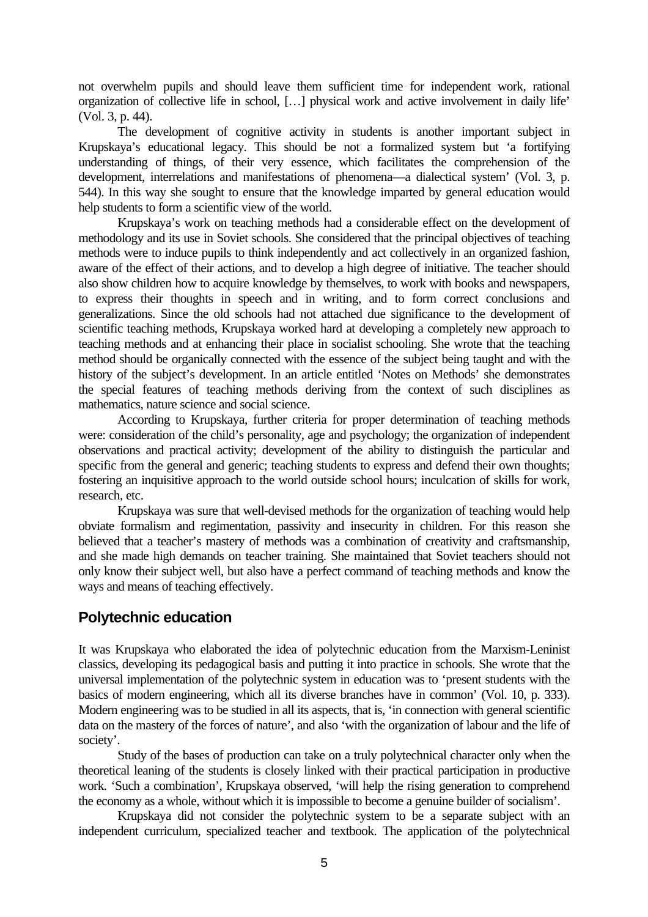not overwhelm pupils and should leave them sufficient time for independent work, rational organization of collective life in school, […] physical work and active involvement in daily life' (Vol. 3, p. 44).

The development of cognitive activity in students is another important subject in Krupskaya's educational legacy. This should be not a formalized system but 'a fortifying understanding of things, of their very essence, which facilitates the comprehension of the development, interrelations and manifestations of phenomena—a dialectical system' (Vol. 3, p. 544). In this way she sought to ensure that the knowledge imparted by general education would help students to form a scientific view of the world.

Krupskaya's work on teaching methods had a considerable effect on the development of methodology and its use in Soviet schools. She considered that the principal objectives of teaching methods were to induce pupils to think independently and act collectively in an organized fashion, aware of the effect of their actions, and to develop a high degree of initiative. The teacher should also show children how to acquire knowledge by themselves, to work with books and newspapers, to express their thoughts in speech and in writing, and to form correct conclusions and generalizations. Since the old schools had not attached due significance to the development of scientific teaching methods, Krupskaya worked hard at developing a completely new approach to teaching methods and at enhancing their place in socialist schooling. She wrote that the teaching method should be organically connected with the essence of the subject being taught and with the history of the subject's development. In an article entitled 'Notes on Methods' she demonstrates the special features of teaching methods deriving from the context of such disciplines as mathematics, nature science and social science.

According to Krupskaya, further criteria for proper determination of teaching methods were: consideration of the child's personality, age and psychology; the organization of independent observations and practical activity; development of the ability to distinguish the particular and specific from the general and generic; teaching students to express and defend their own thoughts; fostering an inquisitive approach to the world outside school hours; inculcation of skills for work, research, etc.

Krupskaya was sure that well-devised methods for the organization of teaching would help obviate formalism and regimentation, passivity and insecurity in children. For this reason she believed that a teacher's mastery of methods was a combination of creativity and craftsmanship, and she made high demands on teacher training. She maintained that Soviet teachers should not only know their subject well, but also have a perfect command of teaching methods and know the ways and means of teaching effectively.

## Polytechnic education

It was Krupskaya who elaborated the idea of polytechnic education from the Marxism-Leninist classics, developing its pedagogical basis and putting it into practice in schools. She wrote that the universal implementation of the polytechnic system in education was to 'present students with the basics of modern engineering, which all its diverse branches have in common' (Vol. 10, p. 333). Modern engineering was to be studied in all its aspects, that is, 'in connection with general scientific data on the mastery of the forces of nature', and also 'with the organization of labour and the life of society'.

Study of the bases of production can take on a truly polytechnical character only when the theoretical leaning of the students is closely linked with their practical participation in productive work. 'Such a combination', Krupskaya observed, 'will help the rising generation to comprehend the economy as a whole, without which it is impossible to become a genuine builder of socialism'.

Krupskaya did not consider the polytechnic system to be a separate subject with an independent curriculum, specialized teacher and textbook. The application of the polytechnical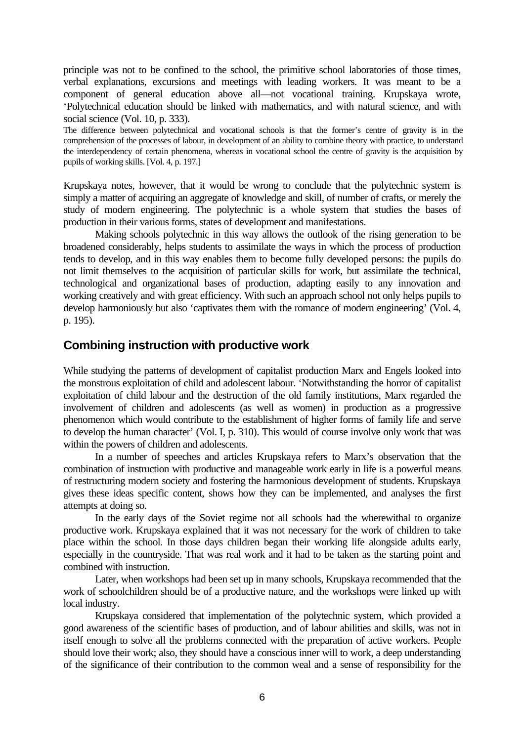principle was not to be confined to the school, the primitive school laboratories of those times, verbal explanations, excursions and meetings with leading workers. It was meant to be a component of general education above all—not vocational training. Krupskaya wrote, 'Polytechnical education should be linked with mathematics, and with natural science, and with social science (Vol. 10, p. 333).

> The difference between polytechnical and vocational schools is that the former's centre of gravity is in the comprehension of the processes of labour, in development of an ability to combine theory with practice, to understand the interdependency of certain phenomena, whereas in vocational school the centre of gravity is the acquisition by pupils of working skills. [Vol. 4, p. 197.]

Krupskaya notes, however, that it would be wrong to conclude that the polytechnic system is simply a matter of acquiring an aggregate of knowledge and skill, of number of crafts, or merely the study of modern engineering. The polytechnic is a whole system that studies the bases of production in their various forms, states of development and manifestations.

Making schools polytechnic in this way allows the outlook of the rising generation to be broadened considerably, helps students to assimilate the ways in which the process of production tends to develop, and in this way enables them to become fully developed persons: the pupils do not limit themselves to the acquisition of particular skills for work, but assimilate the technical, technological and organizational bases of production, adapting easily to any innovation and working creatively and with great efficiency. With such an approach school not only helps pupils to develop harmoniously but also 'captivates them with the romance of modern engineering' (Vol. 4, p. 195).

## Combining instruction with productive work

While studying the patterns of development of capitalist production Marx and Engels looked into the monstrous exploitation of child and adolescent labour. 'Notwithstanding the horror of capitalist exploitation of child labour and the destruction of the old family institutions, Marx regarded the involvement of children and adolescents (as well as women) in production as a progressive phenomenon which would contribute to the establishment of higher forms of family life and serve to develop the human character' (Vol. I, p. 310). This would of course involve only work that was within the powers of children and adolescents.

In a number of speeches and articles Krupskaya refers to Marx's observation that the combination of instruction with productive and manageable work early in life is a powerful means of restructuring modern society and fostering the harmonious development of students. Krupskaya gives these ideas specific content, shows how they can be implemented, and analyses the first attempts at doing so.

In the early days of the Soviet regime not all schools had the wherewithal to organize productive work. Krupskaya explained that it was not necessary for the work of children to take place within the school. In those days children began their working life alongside adults early, especially in the countryside. That was real work and it had to be taken as the starting point and combined with instruction.

Later, when workshops had been set up in many schools, Krupskaya recommended that the work of schoolchildren should be of a productive nature, and the workshops were linked up with local industry.

Krupskaya considered that implementation of the polytechnic system, which provided a good awareness of the scientific bases of production, and of labour abilities and skills, was not in itself enough to solve all the problems connected with the preparation of active workers. People should love their work; also, they should have a conscious inner will to work, a deep understanding of the significance of their contribution to the common weal and a sense of responsibility for the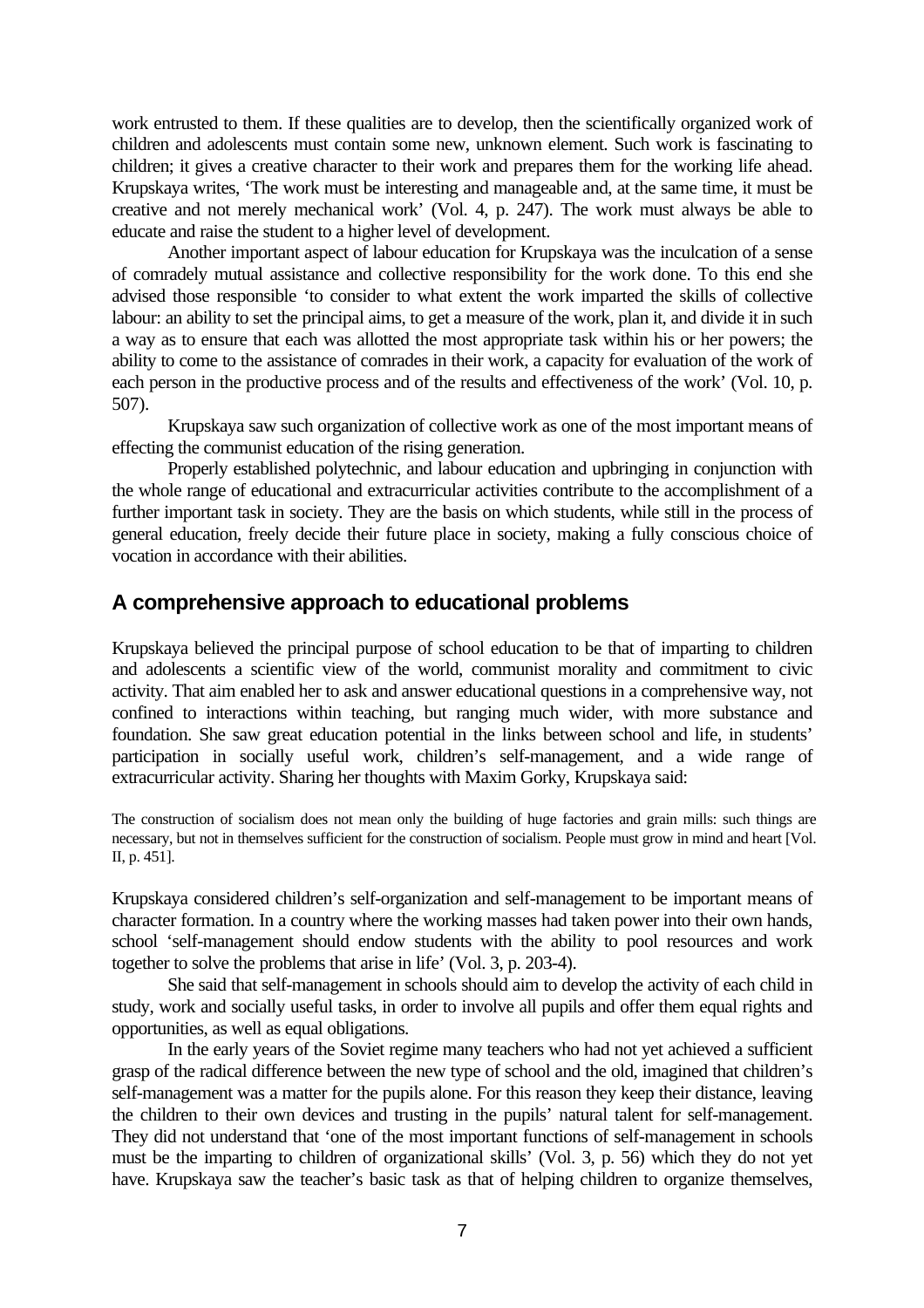work entrusted to them. If these qualities are to develop, then the scientifically organized work of children and adolescents must contain some new, unknown element. Such work is fascinating to children; it gives a creative character to their work and prepares them for the working life ahead. Krupskaya writes, 'The work must be interesting and manageable and, at the same time, it must be creative and not merely mechanical work' (Vol. 4, p. 247). The work must always be able to educate and raise the student to a higher level of development.

Another important aspect of labour education for Krupskaya was the inculcation of a sense of comradely mutual assistance and collective responsibility for the work done. To this end she advised those responsible 'to consider to what extent the work imparted the skills of collective labour: an ability to set the principal aims, to get a measure of the work, plan it, and divide it in such a way as to ensure that each was allotted the most appropriate task within his or her powers; the ability to come to the assistance of comrades in their work, a capacity for evaluation of the work of each person in the productive process and of the results and effectiveness of the work' (Vol. 10, p. 507).

Krupskaya saw such organization of collective work as one of the most important means of effecting the communist education of the rising generation.

Properly established polytechnic, and labour education and upbringing in conjunction with the whole range of educational and extracurricular activities contribute to the accomplishment of a further important task in society. They are the basis on which students, while still in the process of general education, freely decide their future place in society, making a fully conscious choice of vocation in accordance with their abilities.

## A comprehensive approach to educational problems

Krupskaya believed the principal purpose of school education to be that of imparting to children and adolescents a scientific view of the world, communist morality and commitment to civic activity. That aim enabled her to ask and answer educational questions in a comprehensive way, not confined to interactions within teaching, but ranging much wider, with more substance and foundation. She saw great education potential in the links between school and life, in students' participation in socially useful work, children's self-management, and a wide range of extracurricular activity. Sharing her thoughts with Maxim Gorky, Krupskaya said:

> The construction of socialism does not mean only the building of huge factories and grain mills: such things are necessary, but not in themselves sufficient for the construction of socialism. People must grow in mind and heart [Vol. II, p. 451].

Krupskaya considered children's self-organization and self-management to be important means of character formation. In a country where the working masses had taken power into their own hands, school 'self-management should endow students with the ability to pool resources and work together to solve the problems that arise in life' (Vol. 3, p. 203-4).

She said that self-management in schools should aim to develop the activity of each child in study, work and socially useful tasks, in order to involve all pupils and offer them equal rights and opportunities, as well as equal obligations.

In the early years of the Soviet regime many teachers who had not yet achieved a sufficient grasp of the radical difference between the new type of school and the old, imagined that children's self-management was a matter for the pupils alone. For this reason they keep their distance, leaving the children to their own devices and trusting in the pupils' natural talent for self-management. They did not understand that 'one of the most important functions of self-management in schools must be the imparting to children of organizational skills' (Vol. 3, p. 56) which they do not yet have. Krupskaya saw the teacher's basic task as that of helping children to organize themselves,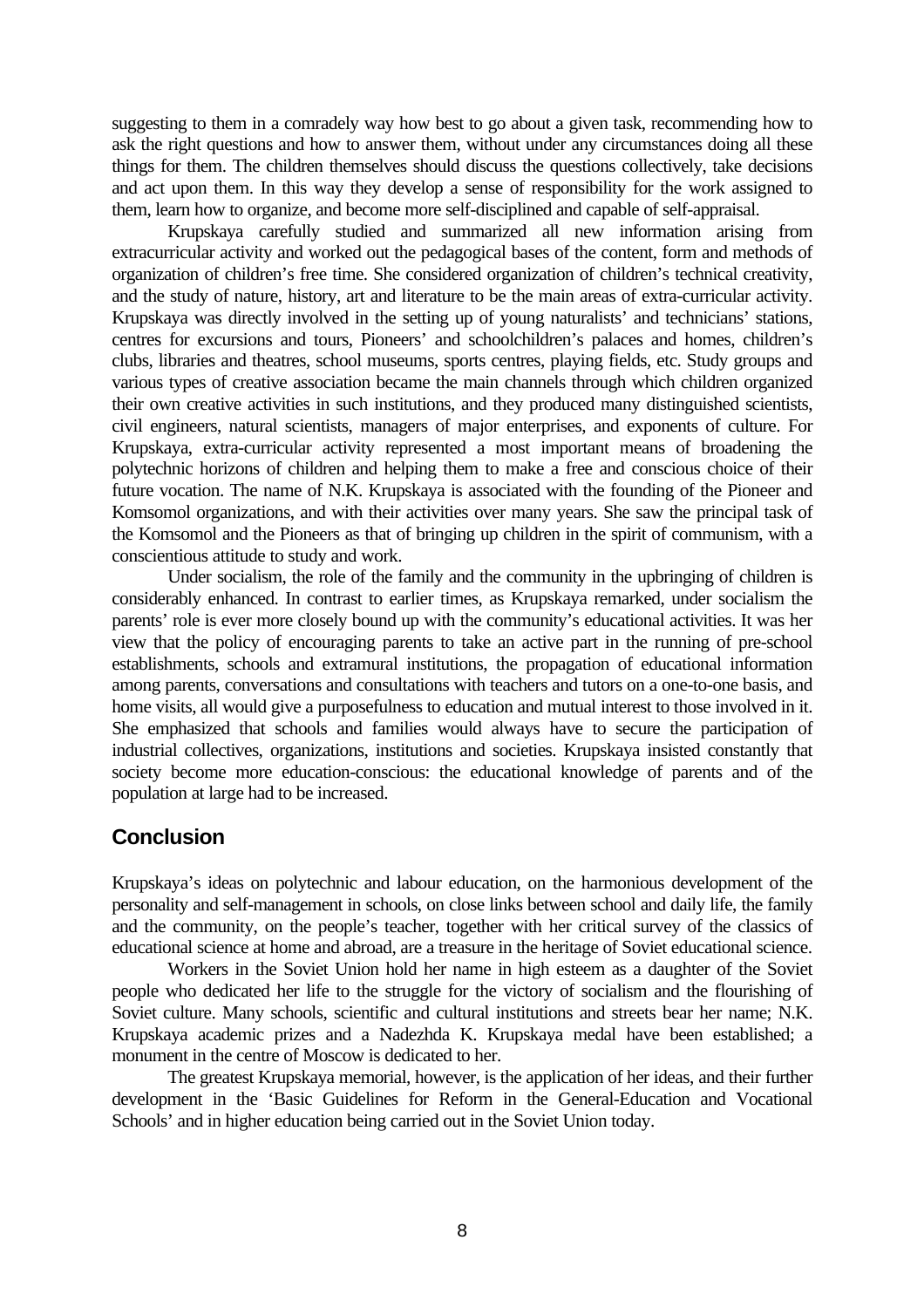suggesting to them in a comradely way how best to go about a given task, recommending how to ask the right questions and how to answer them, without under any circumstances doing all these things for them. The children themselves should discuss the questions collectively, take decisions and act upon them. In this way they develop a sense of responsibility for the work assigned to them, learn how to organize, and become more self-disciplined and capable of self-appraisal.

Krupskaya carefully studied and summarized all new information arising from extracurricular activity and worked out the pedagogical bases of the content, form and methods of organization of children's free time. She considered organization of children's technical creativity, and the study of nature, history, art and literature to be the main areas of extra-curricular activity. Krupskaya was directly involved in the setting up of young naturalists' and technicians' stations, centres for excursions and tours, Pioneers' and schoolchildren's palaces and homes, children's clubs, libraries and theatres, school museums, sports centres, playing fields, etc. Study groups and various types of creative association became the main channels through which children organized their own creative activities in such institutions, and they produced many distinguished scientists, civil engineers, natural scientists, managers of major enterprises, and exponents of culture. For Krupskaya, extra-curricular activity represented a most important means of broadening the polytechnic horizons of children and helping them to make a free and conscious choice of their future vocation. The name of N.K. Krupskaya is associated with the founding of the Pioneer and Komsomol organizations, and with their activities over many years. She saw the principal task of the Komsomol and the Pioneers as that of bringing up children in the spirit of communism, with a conscientious attitude to study and work.

Under socialism, the role of the family and the community in the upbringing of children is considerably enhanced. In contrast to earlier times, as Krupskaya remarked, under socialism the parents' role is ever more closely bound up with the community's educational activities. It was her view that the policy of encouraging parents to take an active part in the running of pre-school establishments, schools and extramural institutions, the propagation of educational information among parents, conversations and consultations with teachers and tutors on a one-to-one basis, and home visits, all would give a purposefulness to education and mutual interest to those involved in it. She emphasized that schools and families would always have to secure the participation of industrial collectives, organizations, institutions and societies. Krupskaya insisted constantly that society become more education-conscious: the educational knowledge of parents and of the population at large had to be increased.

## Conclusion

Krupskaya's ideas on polytechnic and labour education, on the harmonious development of the personality and self-management in schools, on close links between school and daily life, the family and the community, on the people's teacher, together with her critical survey of the classics of educational science at home and abroad, are a treasure in the heritage of Soviet educational science.

Workers in the Soviet Union hold her name in high esteem as a daughter of the Soviet people who dedicated her life to the struggle for the victory of socialism and the flourishing of Soviet culture. Many schools, scientific and cultural institutions and streets bear her name; N.K. Krupskaya academic prizes and a Nadezhda K. Krupskaya medal have been established; a monument in the centre of Moscow is dedicated to her.

The greatest Krupskaya memorial, however, is the application of her ideas, and their further development in the 'Basic Guidelines for Reform in the General-Education and Vocational Schools' and in higher education being carried out in the Soviet Union today.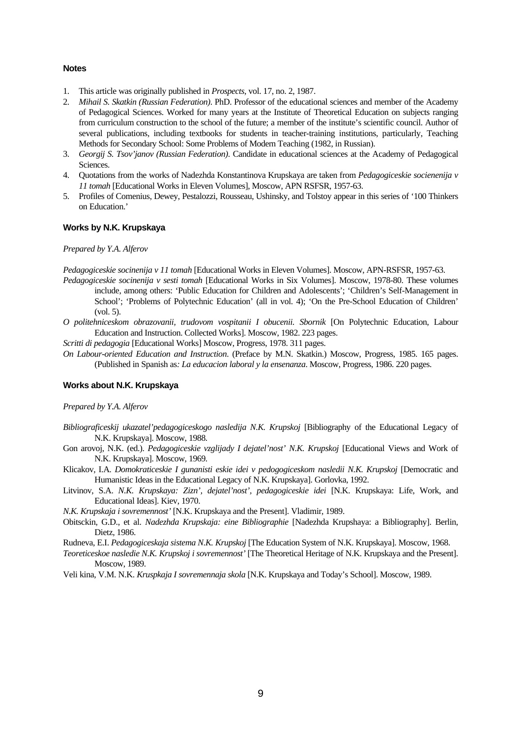### Notes

1. This article was originally published in *Prospects*, vol. 17, no. 2, 1987.
2. *Mihail S. Skatkin (Russian Federation)*. PhD. Professor of the educational sciences and member of the Academy of Pedagogical Sciences. Worked for many years at the Institute of Theoretical Education on subjects ranging from curriculum construction to the school of the future; a member of the institute's scientific council. Author of several publications, including textbooks for students in teacher-training institutions, particularly, Teaching Methods for Secondary School: Some Problems of Modern Teaching (1982, in Russian).
3. *Georgij S. Tsov'janov (Russian Federation)*. Candidate in educational sciences at the Academy of Pedagogical Sciences.
4. Quotations from the works of Nadezhda Konstantinova Krupskaya are taken from *Pedagogiceskie socienenija v 11 tomah* [Educational Works in Eleven Volumes], Moscow, APN RSFSR, 1957-63.
5. Profiles of Comenius, Dewey, Pestalozzi, Rousseau, Ushinsky, and Tolstoy appear in this series of '100 Thinkers on Education.'

### Works by N.K. Krupskaya

*Prepared by Y.A. Alferov*

*Pedagogiceskie socinenija v 11 tomah* [Educational Works in Eleven Volumes]. Moscow, APN-RSFSR, 1957-63.

*Pedagogiceskie socinenija v sesti tomah* [Educational Works in Six Volumes]. Moscow, 1978-80. These volumes include, among others: 'Public Education for Children and Adolescents'; 'Children's Self-Management in School'; 'Problems of Polytechnic Education' (all in vol. 4); 'On the Pre-School Education of Children' (vol. 5).

*O politehniceskom obrazovanii, trudovom vospitanii I obucenii. Sbornik* [On Polytechnic Education, Labour Education and Instruction. Collected Works]. Moscow, 1982. 223 pages.

*Scritti di pedagogia* [Educational Works] Moscow, Progress, 1978. 311 pages.

*On Labour-oriented Education and Instruction*. (Preface by M.N. Skatkin.) Moscow, Progress, 1985. 165 pages. (Published in Spanish as*: La educacion laboral y la ensenanza*. Moscow, Progress, 1986. 220 pages.

### Works about N.K. Krupskaya

*Prepared by Y.A. Alferov*

*Bibliograficeskij ukazatel'pedagogiceskogo nasledija N.K. Krupskoj* [Bibliography of the Educational Legacy of N.K. Krupskaya]. Moscow, 1988.

Gon arovoj, N.K. (ed.). *Pedagogiceskie vzglijady I dejatel'nost' N.K. Krupskoj* [Educational Views and Work of N.K. Krupskaya]. Moscow, 1969.

Klicakov, I.A. *Domokraticeskie I gunanisti eskie idei v pedogogiceskom nasledii N.K. Krupskoj* [Democratic and Humanistic Ideas in the Educational Legacy of N.K. Krupskaya]. Gorlovka, 1992.

Litvinov, S.A. *N.K. Krupskaya: Zizn', dejatel'nost', pedagogiceskie idei* [N.K. Krupskaya: Life, Work, and Educational Ideas]. Kiev, 1970.

*N.K. Krupskaja i sovremennost'* [N.K. Krupskaya and the Present]. Vladimir, 1989.

Obitsckin, G.D., et al. *Nadezhda Krupskaja: eine Bibliographie* [Nadezhda Krupshaya: a Bibliography]. Berlin, Dietz, 1986.

Rudneva, E.I. *Pedagogiceskaja sistema N.K. Krupskoj* [The Education System of N.K. Krupskaya]. Moscow, 1968.

*Teoreticeskoe nasledie N.K. Krupskoj i sovremennost'* [The Theoretical Heritage of N.K. Krupskaya and the Present]. Moscow, 1989.

Veli kina, V.M. N.K. *Kruspkaja I sovremennaja skola* [N.K. Krupskaya and Today's School]. Moscow, 1989.